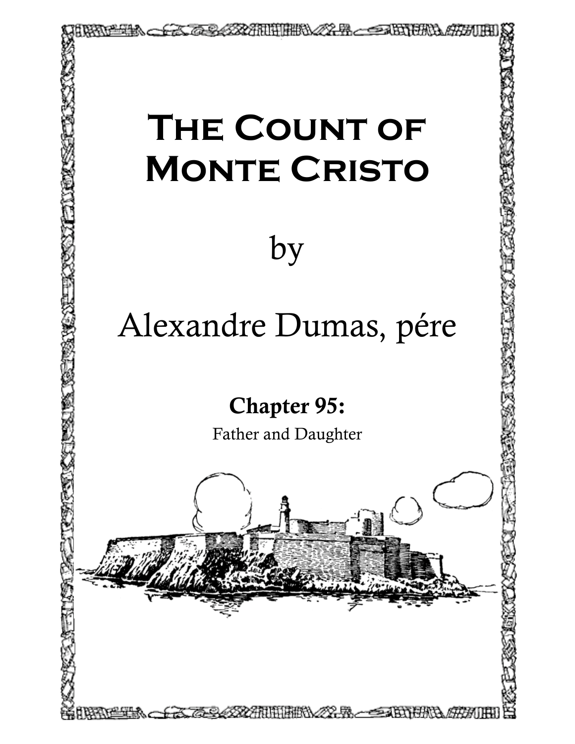# The Count of Monte Cristo

by

Alexandre Dumas, pére

## Chapter 95:

Father and Daughter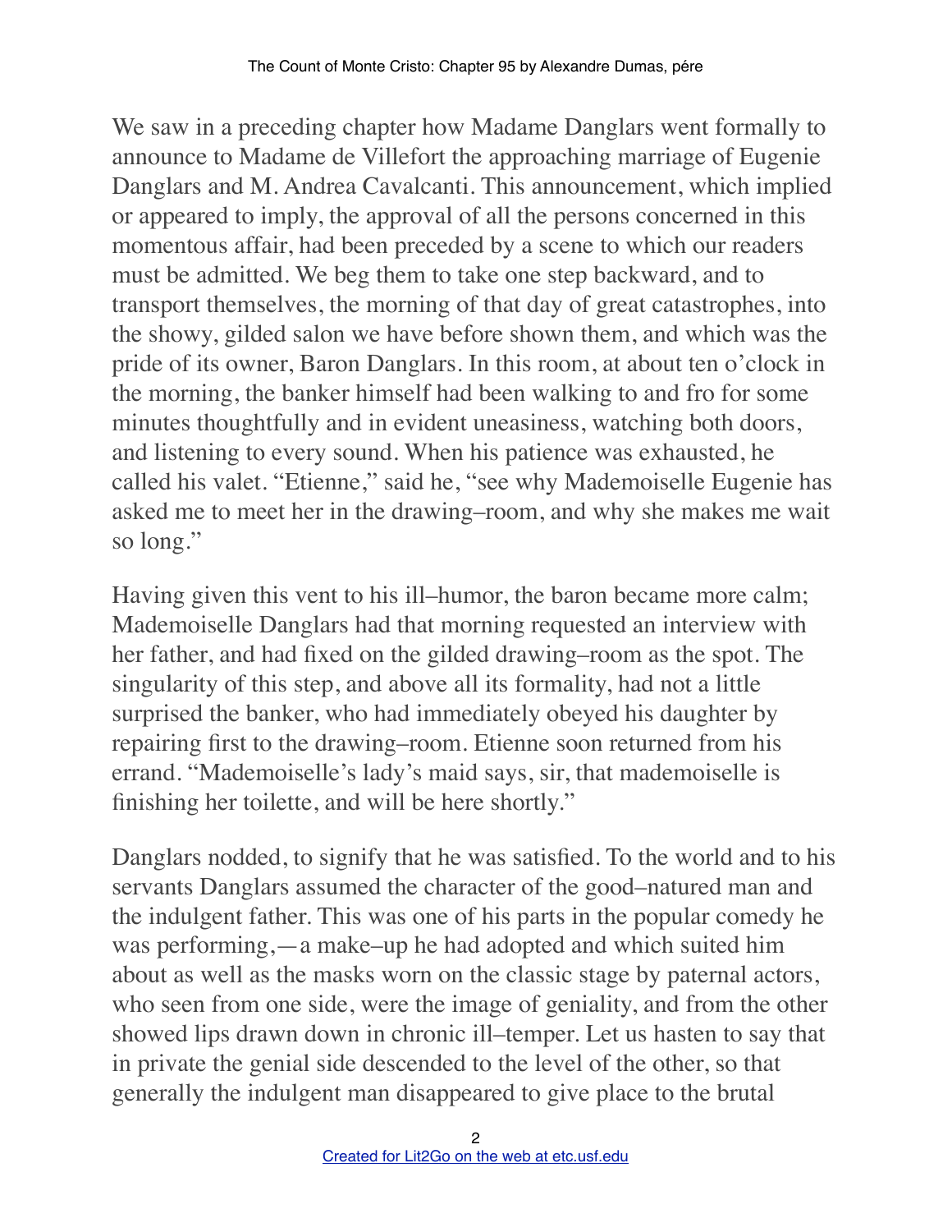We saw in a preceding chapter how Madame Danglars went formally to announce to Madame de Villefort the approaching marriage of Eugenie Danglars and M. Andrea Cavalcanti. This announcement, which implied or appeared to imply, the approval of all the persons concerned in this momentous affair, had been preceded by a scene to which our readers must be admitted. We beg them to take one step backward, and to transport themselves, the morning of that day of great catastrophes, into the showy, gilded salon we have before shown them, and which was the pride of its owner, Baron Danglars. In this room, at about ten o'clock in the morning, the banker himself had been walking to and fro for some minutes thoughtfully and in evident uneasiness, watching both doors, and listening to every sound. When his patience was exhausted, he called his valet. "Etienne," said he, "see why Mademoiselle Eugenie has asked me to meet her in the drawing–room, and why she makes me wait so long."

Having given this vent to his ill–humor, the baron became more calm; Mademoiselle Danglars had that morning requested an interview with her father, and had fixed on the gilded drawing–room as the spot. The singularity of this step, and above all its formality, had not a little surprised the banker, who had immediately obeyed his daughter by repairing first to the drawing–room. Etienne soon returned from his errand. "Mademoiselle's lady's maid says, sir, that mademoiselle is finishing her toilette, and will be here shortly."

Danglars nodded, to signify that he was satisfied. To the world and to his servants Danglars assumed the character of the good–natured man and the indulgent father. This was one of his parts in the popular comedy he was performing,—a make–up he had adopted and which suited him about as well as the masks worn on the classic stage by paternal actors, who seen from one side, were the image of geniality, and from the other showed lips drawn down in chronic ill–temper. Let us hasten to say that in private the genial side descended to the level of the other, so that generally the indulgent man disappeared to give place to the brutal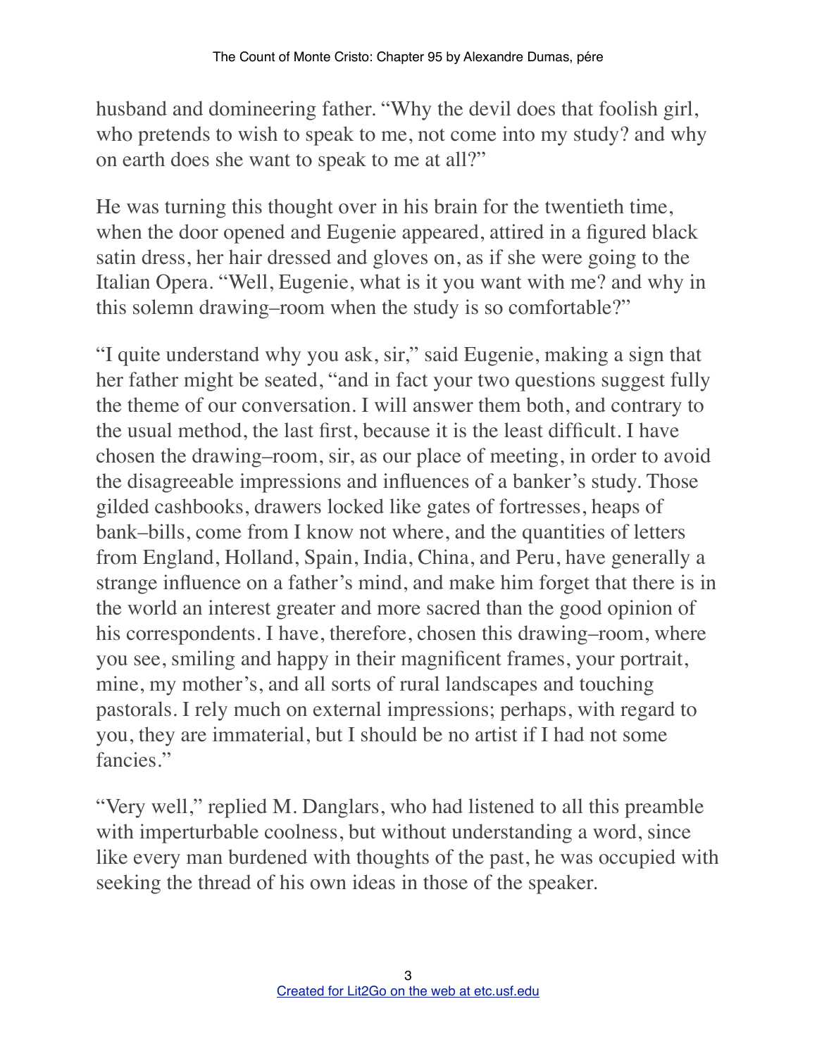husband and domineering father. "Why the devil does that foolish girl, who pretends to wish to speak to me, not come into my study? and why on earth does she want to speak to me at all?"

He was turning this thought over in his brain for the twentieth time, when the door opened and Eugenie appeared, attired in a figured black satin dress, her hair dressed and gloves on, as if she were going to the Italian Opera. "Well, Eugenie, what is it you want with me? and why in this solemn drawing–room when the study is so comfortable?"

"I quite understand why you ask, sir," said Eugenie, making a sign that her father might be seated, "and in fact your two questions suggest fully the theme of our conversation. I will answer them both, and contrary to the usual method, the last first, because it is the least difficult. I have chosen the drawing–room, sir, as our place of meeting, in order to avoid the disagreeable impressions and influences of a banker's study. Those gilded cashbooks, drawers locked like gates of fortresses, heaps of bank–bills, come from I know not where, and the quantities of letters from England, Holland, Spain, India, China, and Peru, have generally a strange influence on a father's mind, and make him forget that there is in the world an interest greater and more sacred than the good opinion of his correspondents. I have, therefore, chosen this drawing–room, where you see, smiling and happy in their magnificent frames, your portrait, mine, my mother's, and all sorts of rural landscapes and touching pastorals. I rely much on external impressions; perhaps, with regard to you, they are immaterial, but I should be no artist if I had not some fancies."

"Very well," replied M. Danglars, who had listened to all this preamble with imperturbable coolness, but without understanding a word, since like every man burdened with thoughts of the past, he was occupied with seeking the thread of his own ideas in those of the speaker.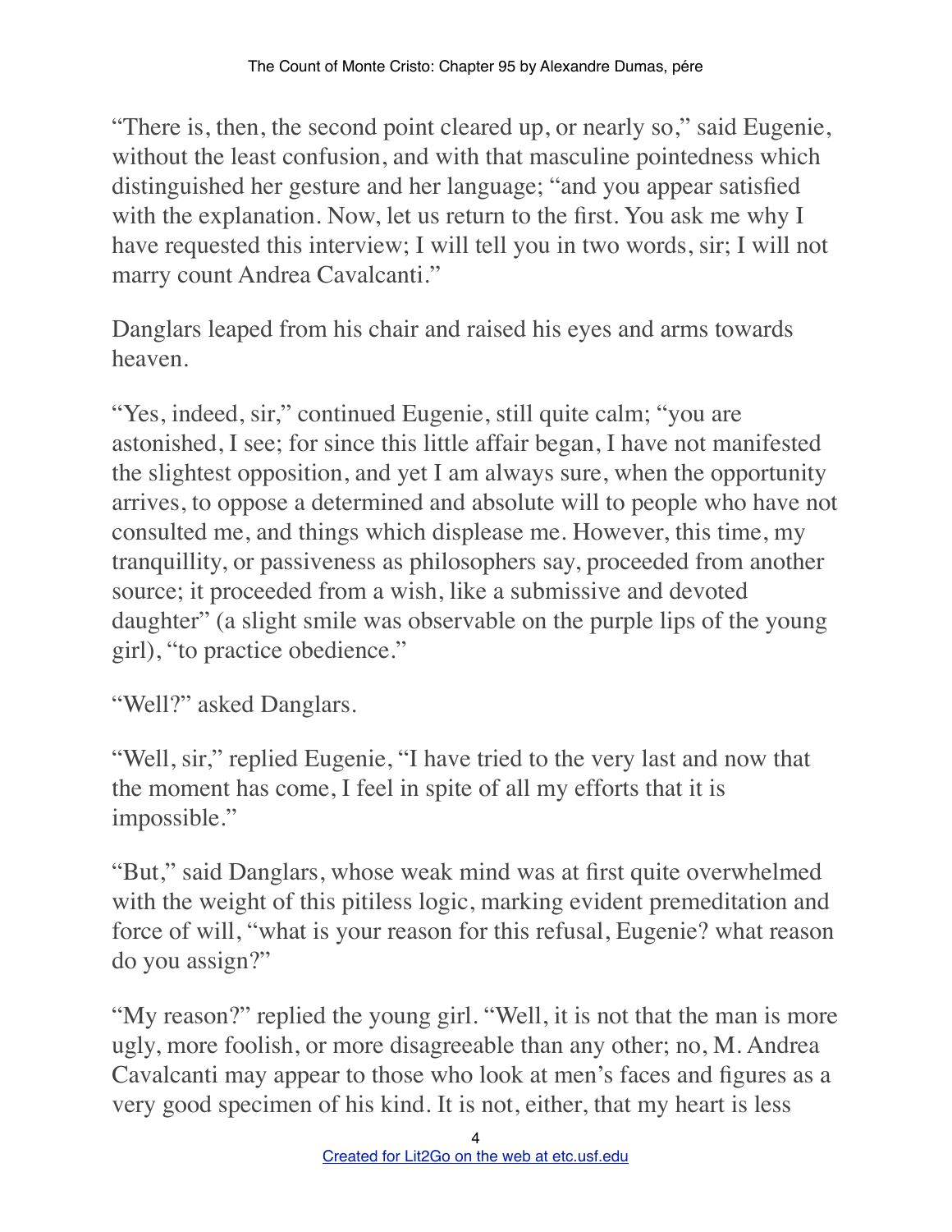"There is, then, the second point cleared up, or nearly so," said Eugenie, without the least confusion, and with that masculine pointedness which distinguished her gesture and her language; "and you appear satisfied with the explanation. Now, let us return to the first. You ask me why I have requested this interview; I will tell you in two words, sir; I will not marry count Andrea Cavalcanti."

Danglars leaped from his chair and raised his eyes and arms towards heaven.

"Yes, indeed, sir," continued Eugenie, still quite calm; "you are astonished, I see; for since this little affair began, I have not manifested the slightest opposition, and yet I am always sure, when the opportunity arrives, to oppose a determined and absolute will to people who have not consulted me, and things which displease me. However, this time, my tranquillity, or passiveness as philosophers say, proceeded from another source; it proceeded from a wish, like a submissive and devoted daughter" (a slight smile was observable on the purple lips of the young girl), "to practice obedience."

"Well?" asked Danglars.

"Well, sir," replied Eugenie, "I have tried to the very last and now that the moment has come, I feel in spite of all my efforts that it is impossible."

"But," said Danglars, whose weak mind was at first quite overwhelmed with the weight of this pitiless logic, marking evident premeditation and force of will, "what is your reason for this refusal, Eugenie? what reason do you assign?"

"My reason?" replied the young girl. "Well, it is not that the man is more ugly, more foolish, or more disagreeable than any other; no, M. Andrea Cavalcanti may appear to those who look at men's faces and figures as a very good specimen of his kind. It is not, either, that my heart is less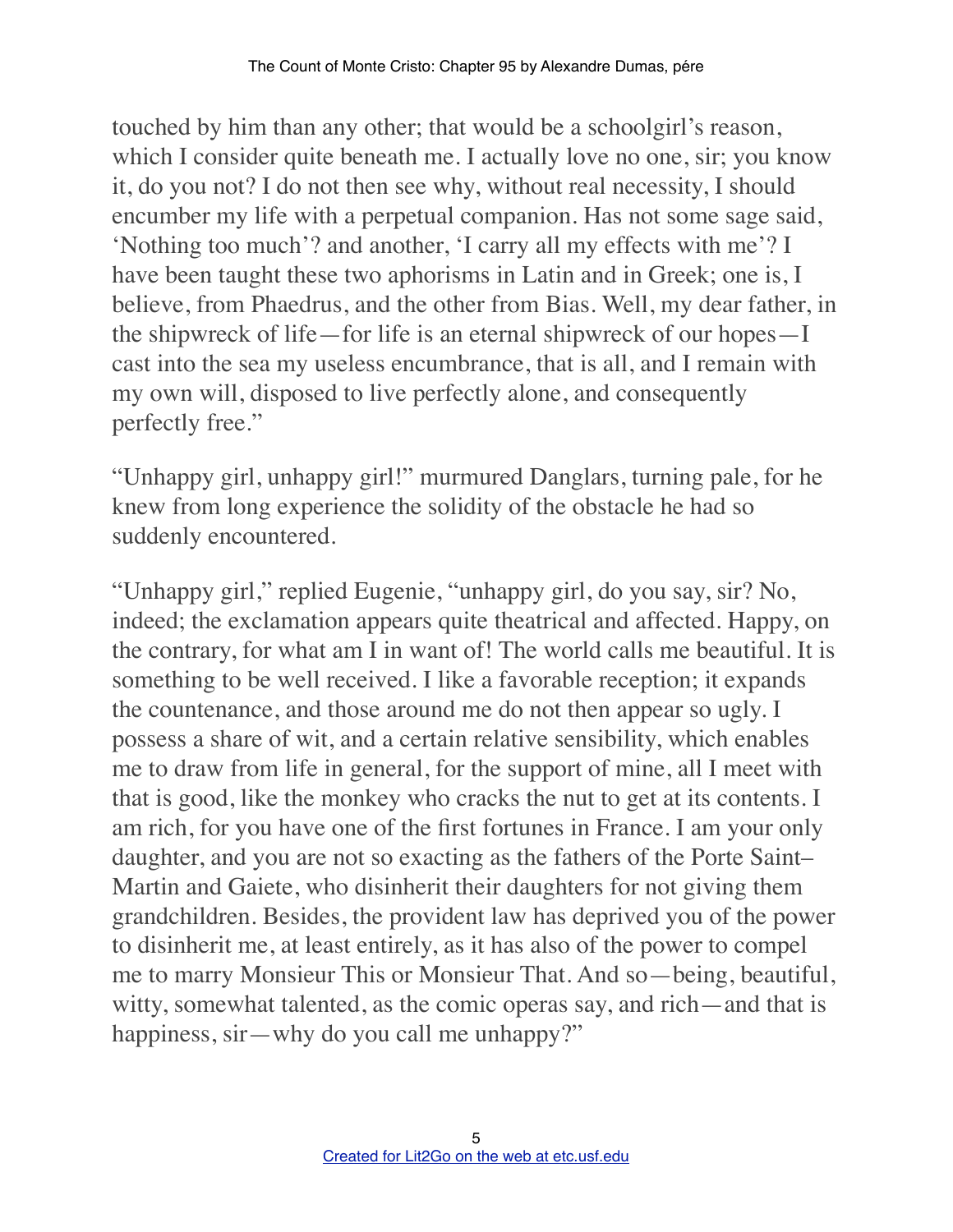touched by him than any other; that would be a schoolgirl's reason, which I consider quite beneath me. I actually love no one, sir; you know it, do you not? I do not then see why, without real necessity, I should encumber my life with a perpetual companion. Has not some sage said, 'Nothing too much'? and another, 'I carry all my effects with me'? I have been taught these two aphorisms in Latin and in Greek; one is, I believe, from Phaedrus, and the other from Bias. Well, my dear father, in the shipwreck of life—for life is an eternal shipwreck of our hopes—I cast into the sea my useless encumbrance, that is all, and I remain with my own will, disposed to live perfectly alone, and consequently perfectly free."

"Unhappy girl, unhappy girl!" murmured Danglars, turning pale, for he knew from long experience the solidity of the obstacle he had so suddenly encountered.

"Unhappy girl," replied Eugenie, "unhappy girl, do you say, sir? No, indeed; the exclamation appears quite theatrical and affected. Happy, on the contrary, for what am I in want of! The world calls me beautiful. It is something to be well received. I like a favorable reception; it expands the countenance, and those around me do not then appear so ugly. I possess a share of wit, and a certain relative sensibility, which enables me to draw from life in general, for the support of mine, all I meet with that is good, like the monkey who cracks the nut to get at its contents. I am rich, for you have one of the first fortunes in France. I am your only daughter, and you are not so exacting as the fathers of the Porte Saint–Martin and Gaiete, who disinherit their daughters for not giving them grandchildren. Besides, the provident law has deprived you of the power to disinherit me, at least entirely, as it has also of the power to compel me to marry Monsieur This or Monsieur That. And so—being, beautiful, witty, somewhat talented, as the comic operas say, and rich—and that is happiness, sir—why do you call me unhappy?"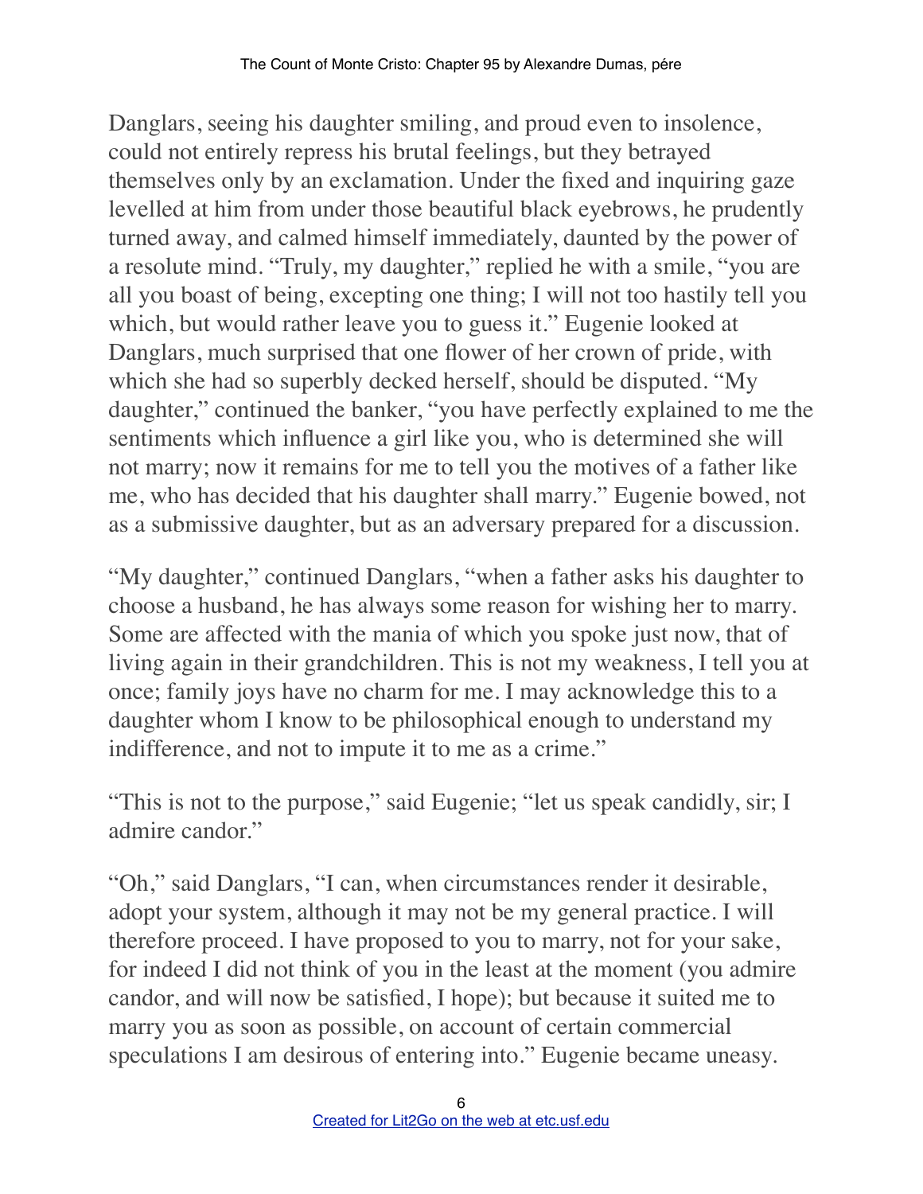Danglars, seeing his daughter smiling, and proud even to insolence, could not entirely repress his brutal feelings, but they betrayed themselves only by an exclamation. Under the fixed and inquiring gaze levelled at him from under those beautiful black eyebrows, he prudently turned away, and calmed himself immediately, daunted by the power of a resolute mind. "Truly, my daughter," replied he with a smile, "you are all you boast of being, excepting one thing; I will not too hastily tell you which, but would rather leave you to guess it." Eugenie looked at Danglars, much surprised that one flower of her crown of pride, with which she had so superbly decked herself, should be disputed. "My daughter," continued the banker, "you have perfectly explained to me the sentiments which influence a girl like you, who is determined she will not marry; now it remains for me to tell you the motives of a father like me, who has decided that his daughter shall marry." Eugenie bowed, not as a submissive daughter, but as an adversary prepared for a discussion.

"My daughter," continued Danglars, "when a father asks his daughter to choose a husband, he has always some reason for wishing her to marry. Some are affected with the mania of which you spoke just now, that of living again in their grandchildren. This is not my weakness, I tell you at once; family joys have no charm for me. I may acknowledge this to a daughter whom I know to be philosophical enough to understand my indifference, and not to impute it to me as a crime."

"This is not to the purpose," said Eugenie; "let us speak candidly, sir; I admire candor."

"Oh," said Danglars, "I can, when circumstances render it desirable, adopt your system, although it may not be my general practice. I will therefore proceed. I have proposed to you to marry, not for your sake, for indeed I did not think of you in the least at the moment (you admire candor, and will now be satisfied, I hope); but because it suited me to marry you as soon as possible, on account of certain commercial speculations I am desirous of entering into." Eugenie became uneasy.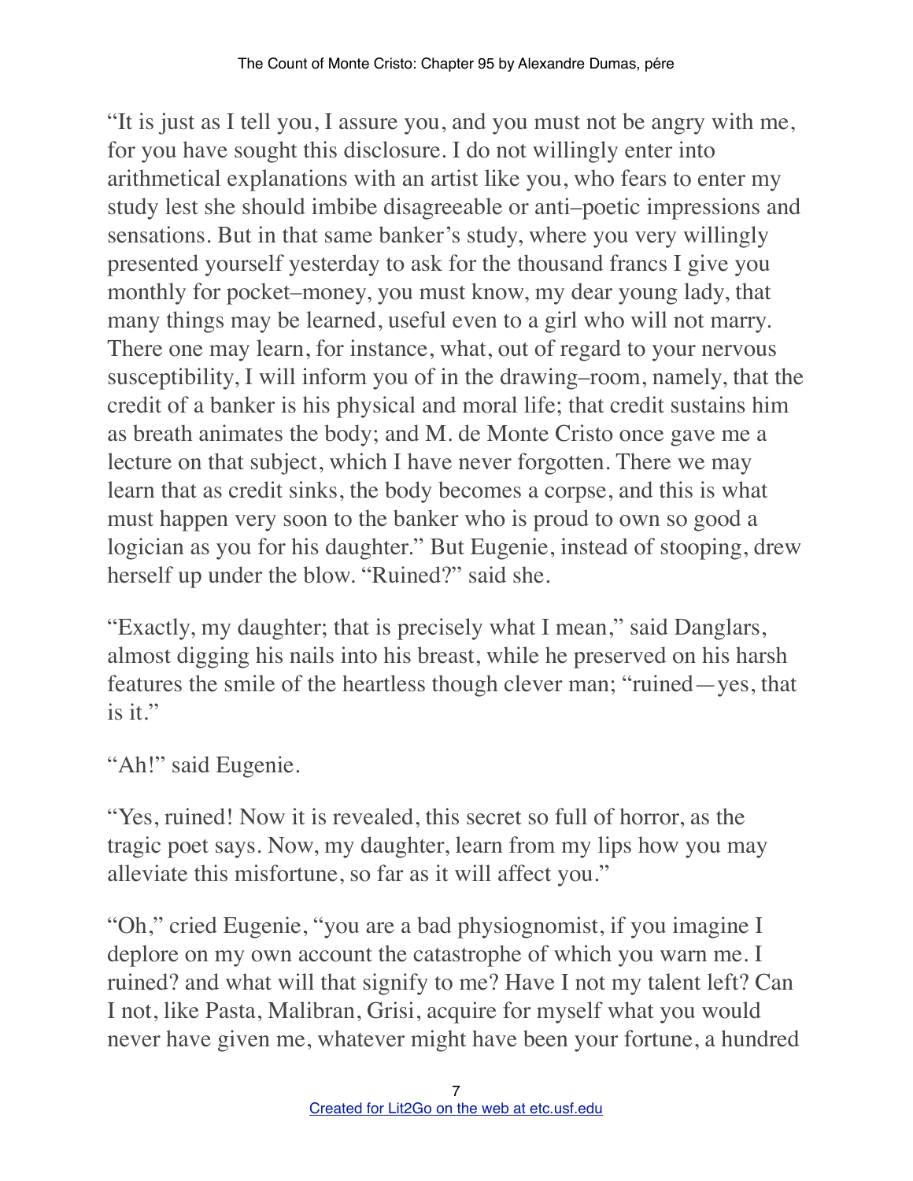"It is just as I tell you, I assure you, and you must not be angry with me, for you have sought this disclosure. I do not willingly enter into arithmetical explanations with an artist like you, who fears to enter my study lest she should imbibe disagreeable or anti–poetic impressions and sensations. But in that same banker's study, where you very willingly presented yourself yesterday to ask for the thousand francs I give you monthly for pocket–money, you must know, my dear young lady, that many things may be learned, useful even to a girl who will not marry. There one may learn, for instance, what, out of regard to your nervous susceptibility, I will inform you of in the drawing–room, namely, that the credit of a banker is his physical and moral life; that credit sustains him as breath animates the body; and M. de Monte Cristo once gave me a lecture on that subject, which I have never forgotten. There we may learn that as credit sinks, the body becomes a corpse, and this is what must happen very soon to the banker who is proud to own so good a logician as you for his daughter." But Eugenie, instead of stooping, drew herself up under the blow. "Ruined?" said she.

"Exactly, my daughter; that is precisely what I mean," said Danglars, almost digging his nails into his breast, while he preserved on his harsh features the smile of the heartless though clever man; "ruined—yes, that is it."

"Ah!" said Eugenie.

"Yes, ruined! Now it is revealed, this secret so full of horror, as the tragic poet says. Now, my daughter, learn from my lips how you may alleviate this misfortune, so far as it will affect you."

"Oh," cried Eugenie, "you are a bad physiognomist, if you imagine I deplore on my own account the catastrophe of which you warn me. I ruined? and what will that signify to me? Have I not my talent left? Can I not, like Pasta, Malibran, Grisi, acquire for myself what you would never have given me, whatever might have been your fortune, a hundred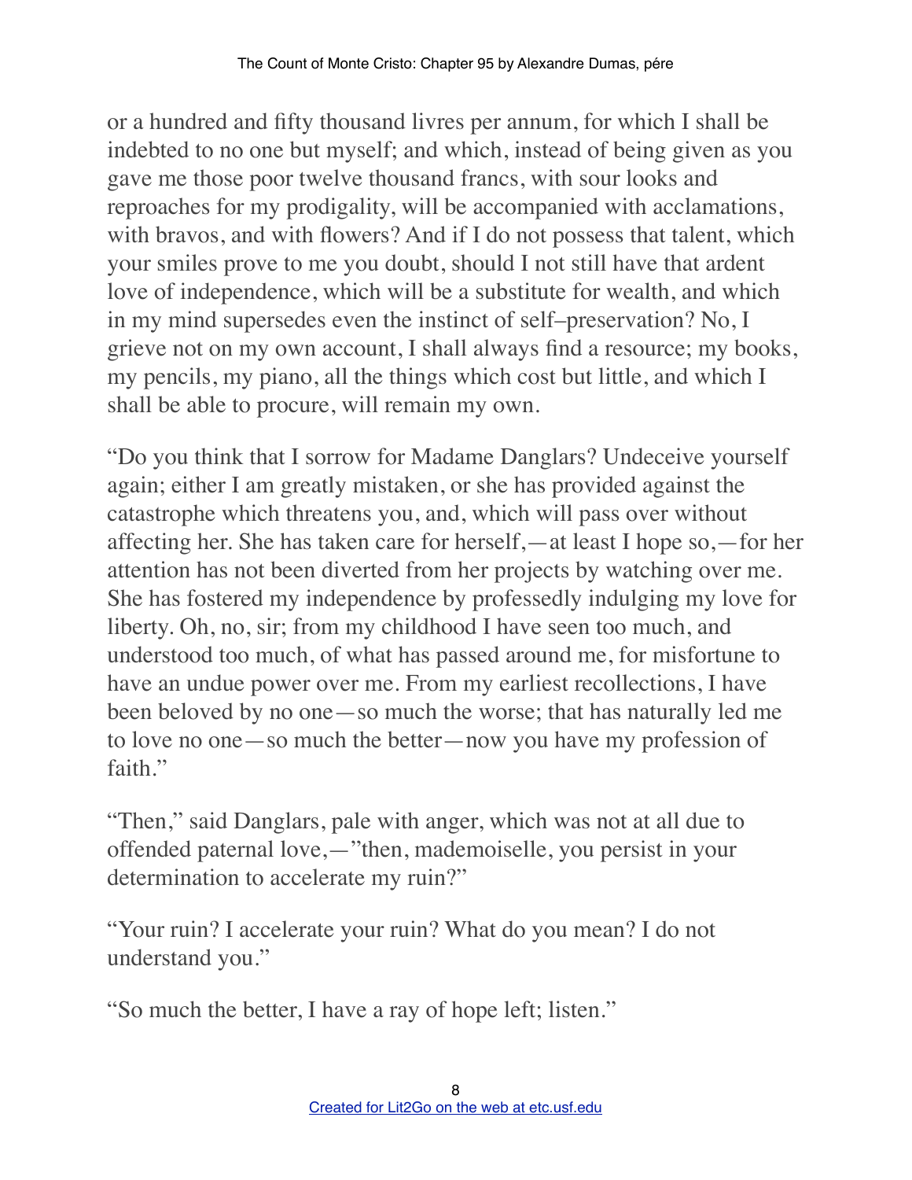or a hundred and fifty thousand livres per annum, for which I shall be indebted to no one but myself; and which, instead of being given as you gave me those poor twelve thousand francs, with sour looks and reproaches for my prodigality, will be accompanied with acclamations, with bravos, and with flowers? And if I do not possess that talent, which your smiles prove to me you doubt, should I not still have that ardent love of independence, which will be a substitute for wealth, and which in my mind supersedes even the instinct of self–preservation? No, I grieve not on my own account, I shall always find a resource; my books, my pencils, my piano, all the things which cost but little, and which I shall be able to procure, will remain my own.

"Do you think that I sorrow for Madame Danglars? Undeceive yourself again; either I am greatly mistaken, or she has provided against the catastrophe which threatens you, and, which will pass over without affecting her. She has taken care for herself,—at least I hope so,—for her attention has not been diverted from her projects by watching over me. She has fostered my independence by professedly indulging my love for liberty. Oh, no, sir; from my childhood I have seen too much, and understood too much, of what has passed around me, for misfortune to have an undue power over me. From my earliest recollections, I have been beloved by no one—so much the worse; that has naturally led me to love no one—so much the better—now you have my profession of faith."

"Then," said Danglars, pale with anger, which was not at all due to offended paternal love,—"then, mademoiselle, you persist in your determination to accelerate my ruin?"

"Your ruin? I accelerate your ruin? What do you mean? I do not understand you."

"So much the better, I have a ray of hope left; listen."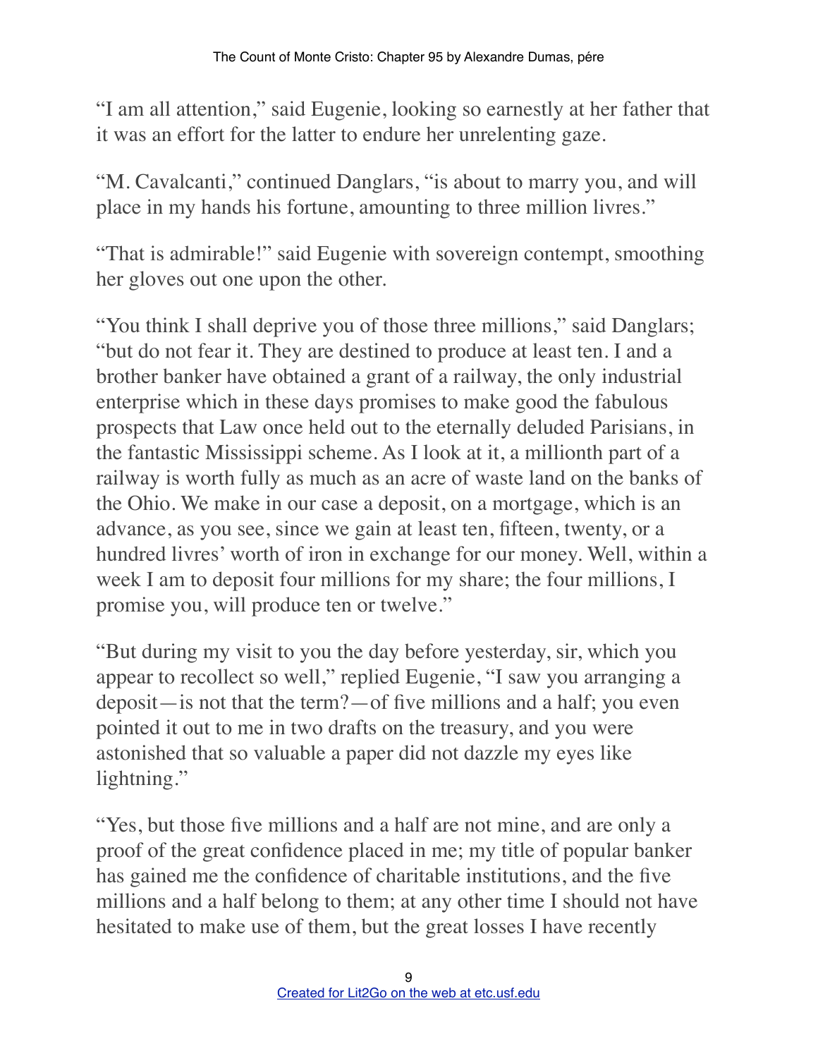"I am all attention," said Eugenie, looking so earnestly at her father that it was an effort for the latter to endure her unrelenting gaze.

"M. Cavalcanti," continued Danglars, "is about to marry you, and will place in my hands his fortune, amounting to three million livres."

"That is admirable!" said Eugenie with sovereign contempt, smoothing her gloves out one upon the other.

"You think I shall deprive you of those three millions," said Danglars; "but do not fear it. They are destined to produce at least ten. I and a brother banker have obtained a grant of a railway, the only industrial enterprise which in these days promises to make good the fabulous prospects that Law once held out to the eternally deluded Parisians, in the fantastic Mississippi scheme. As I look at it, a millionth part of a railway is worth fully as much as an acre of waste land on the banks of the Ohio. We make in our case a deposit, on a mortgage, which is an advance, as you see, since we gain at least ten, fifteen, twenty, or a hundred livres' worth of iron in exchange for our money. Well, within a week I am to deposit four millions for my share; the four millions, I promise you, will produce ten or twelve."

"But during my visit to you the day before yesterday, sir, which you appear to recollect so well," replied Eugenie, "I saw you arranging a deposit—is not that the term?—of five millions and a half; you even pointed it out to me in two drafts on the treasury, and you were astonished that so valuable a paper did not dazzle my eyes like lightning."

"Yes, but those five millions and a half are not mine, and are only a proof of the great confidence placed in me; my title of popular banker has gained me the confidence of charitable institutions, and the five millions and a half belong to them; at any other time I should not have hesitated to make use of them, but the great losses I have recently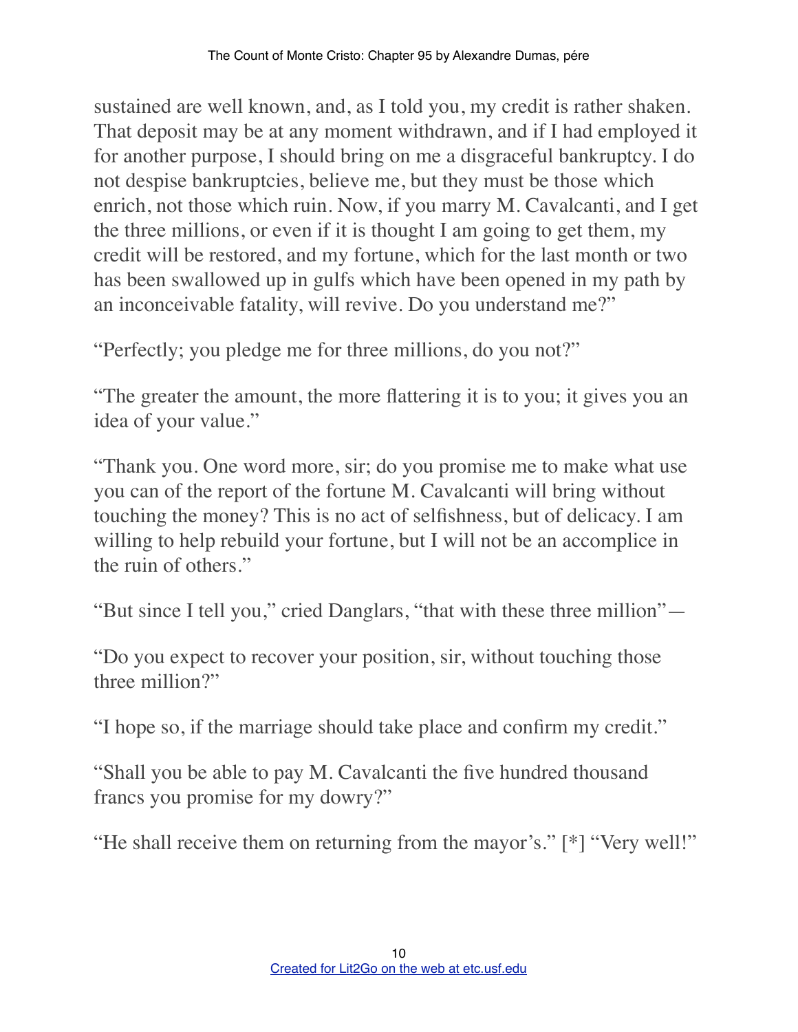sustained are well known, and, as I told you, my credit is rather shaken. That deposit may be at any moment withdrawn, and if I had employed it for another purpose, I should bring on me a disgraceful bankruptcy. I do not despise bankruptcies, believe me, but they must be those which enrich, not those which ruin. Now, if you marry M. Cavalcanti, and I get the three millions, or even if it is thought I am going to get them, my credit will be restored, and my fortune, which for the last month or two has been swallowed up in gulfs which have been opened in my path by an inconceivable fatality, will revive. Do you understand me?"

"Perfectly; you pledge me for three millions, do you not?"

"The greater the amount, the more flattering it is to you; it gives you an idea of your value."

"Thank you. One word more, sir; do you promise me to make what use you can of the report of the fortune M. Cavalcanti will bring without touching the money? This is no act of selfishness, but of delicacy. I am willing to help rebuild your fortune, but I will not be an accomplice in the ruin of others."

"But since I tell you," cried Danglars, "that with these three million"—

"Do you expect to recover your position, sir, without touching those three million?"

"I hope so, if the marriage should take place and confirm my credit."

"Shall you be able to pay M. Cavalcanti the five hundred thousand francs you promise for my dowry?"

"He shall receive them on returning from the mayor's." [*] "Very well!"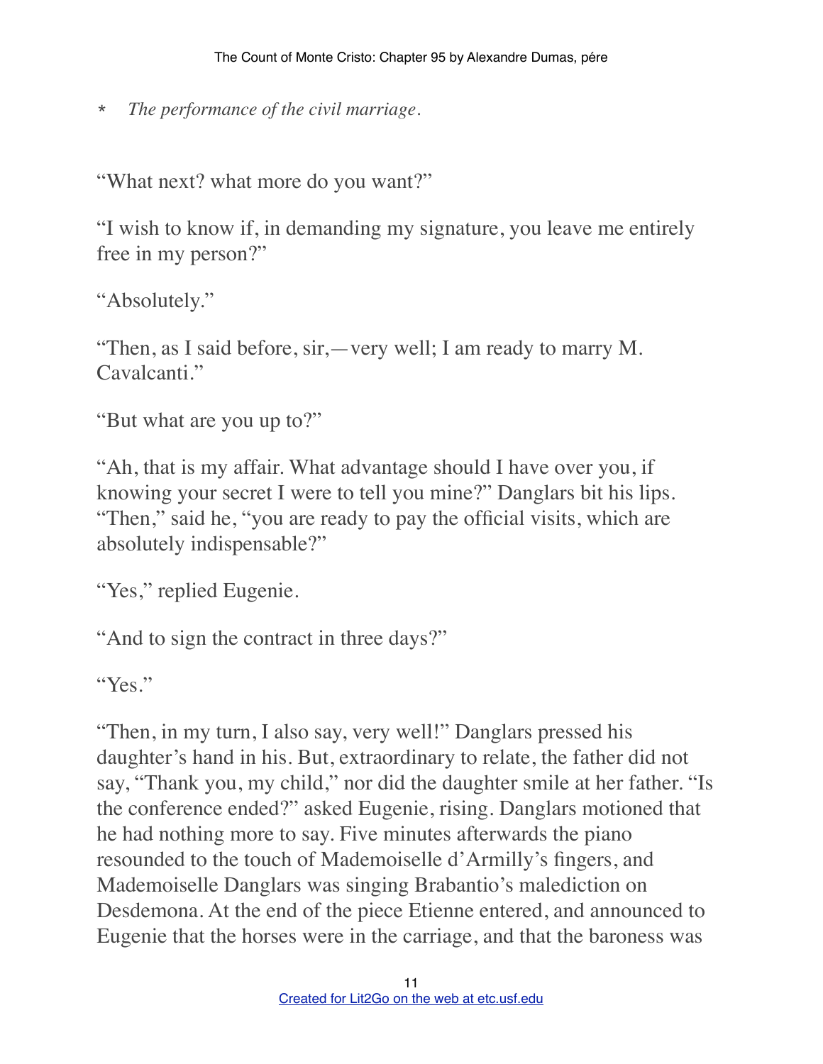\* *The performance of the civil marriage.*

"What next? what more do you want?"

"I wish to know if, in demanding my signature, you leave me entirely free in my person?"

"Absolutely."

"Then, as I said before, sir,—very well; I am ready to marry M. Cavalcanti."

"But what are you up to?"

"Ah, that is my affair. What advantage should I have over you, if knowing your secret I were to tell you mine?" Danglars bit his lips. "Then," said he, "you are ready to pay the official visits, which are absolutely indispensable?"

"Yes," replied Eugenie.

"And to sign the contract in three days?"

"Yes."

"Then, in my turn, I also say, very well!" Danglars pressed his daughter's hand in his. But, extraordinary to relate, the father did not say, "Thank you, my child," nor did the daughter smile at her father. "Is the conference ended?" asked Eugenie, rising. Danglars motioned that he had nothing more to say. Five minutes afterwards the piano resounded to the touch of Mademoiselle d'Armilly's fingers, and Mademoiselle Danglars was singing Brabantio's malediction on Desdemona. At the end of the piece Etienne entered, and announced to Eugenie that the horses were in the carriage, and that the baroness was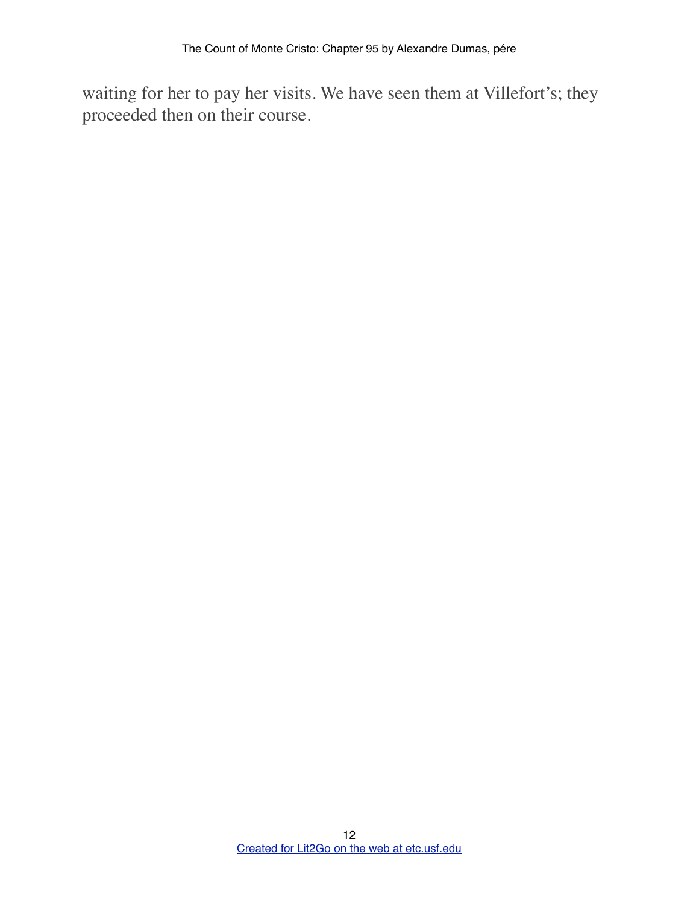waiting for her to pay her visits. We have seen them at Villefort's; they proceeded then on their course.